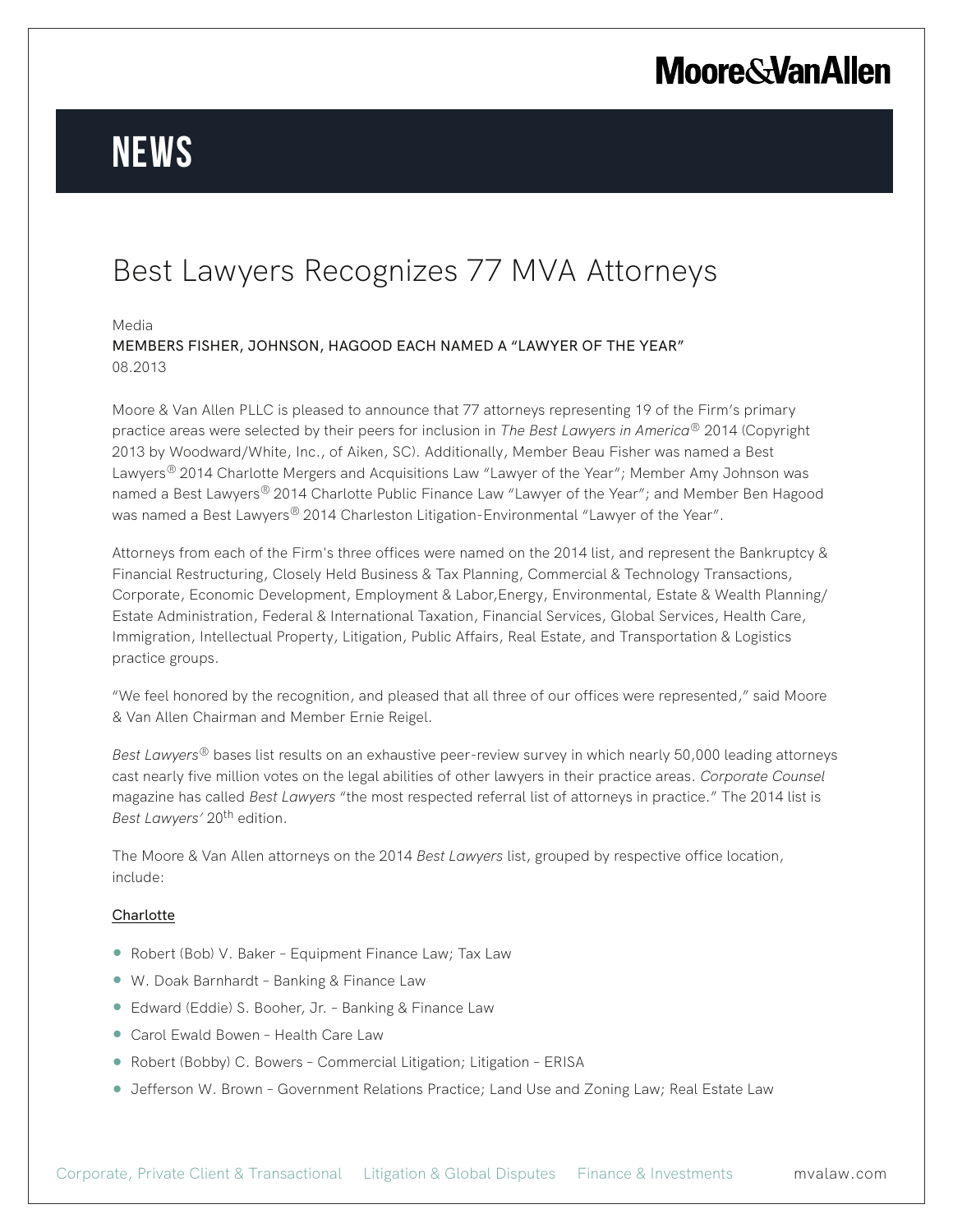# NEWS

## Best Lawyers Recognizes 77 MVA Attorneys

Media

MEMBERS FISHER, JOHNSON, HAGOOD EACH NAMED A "LAWYER OF THE YEAR"

08.2013

Moore & Van Allen PLLC is pleased to announce that 77 attorneys representing 19 of the Firm's primary practice areas were selected by their peers for inclusion in *The Best Lawyers in America*® 2014 (Copyright 2013 by Woodward/White, Inc., of Aiken, SC). Additionally, Member Beau Fisher was named a Best Lawyers® 2014 Charlotte Mergers and Acquisitions Law "Lawyer of the Year"; Member Amy Johnson was named a Best Lawyers® 2014 Charlotte Public Finance Law "Lawyer of the Year"; and Member Ben Hagood was named a Best Lawyers® 2014 Charleston Litigation-Environmental "Lawyer of the Year".

Attorneys from each of the Firm's three offices were named on the 2014 list, and represent the Bankruptcy & Financial Restructuring, Closely Held Business & Tax Planning, Commercial & Technology Transactions, Corporate, Economic Development, Employment & Labor,Energy, Environmental, Estate & Wealth Planning/ Estate Administration, Federal & International Taxation, Financial Services, Global Services, Health Care, Immigration, Intellectual Property, Litigation, Public Affairs, Real Estate, and Transportation & Logistics practice groups.

"We feel honored by the recognition, and pleased that all three of our offices were represented," said Moore & Van Allen Chairman and Member Ernie Reigel.

*Best Lawyers*® bases list results on an exhaustive peer-review survey in which nearly 50,000 leading attorneys cast nearly five million votes on the legal abilities of other lawyers in their practice areas. *Corporate Counsel* magazine has called *Best Lawyers* "the most respected referral list of attorneys in practice." The 2014 list is *Best Lawyers'* 20th edition.

The Moore & Van Allen attorneys on the 2014 *Best Lawyers* list, grouped by respective office location, include:

Charlotte

- Robert (Bob) V. Baker – Equipment Finance Law; Tax Law
- W. Doak Barnhardt – Banking & Finance Law
- Edward (Eddie) S. Booher, Jr. – Banking & Finance Law
- Carol Ewald Bowen – Health Care Law
- Robert (Bobby) C. Bowers – Commercial Litigation; Litigation – ERISA
- Jefferson W. Brown – Government Relations Practice; Land Use and Zoning Law; Real Estate Law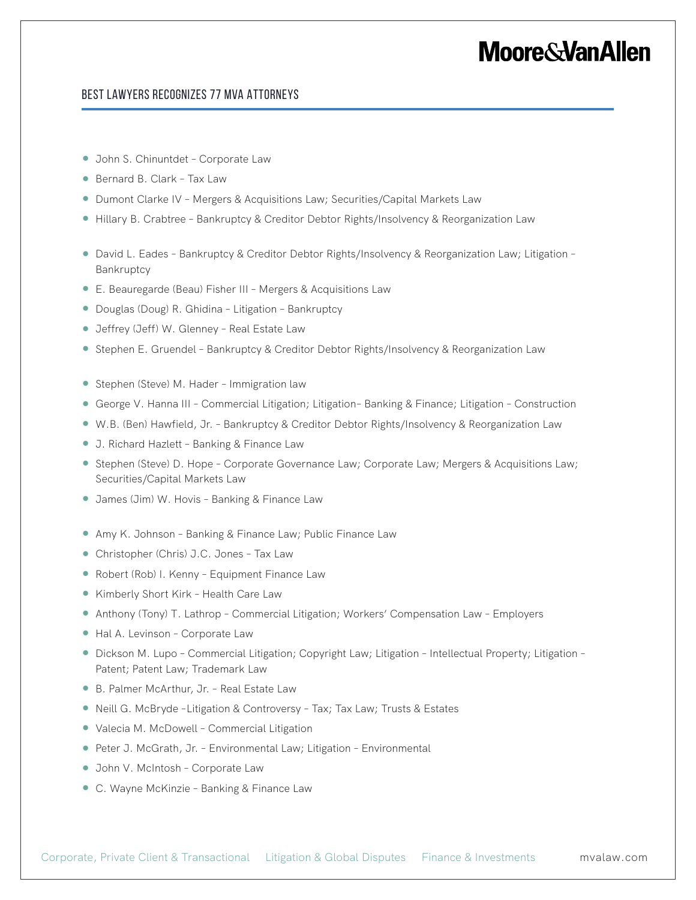## BEST LAWYERS RECOGNIZES 77 MVA ATTORNEYS

- John S. Chinuntdet – Corporate Law
- Bernard B. Clark – Tax Law
- Dumont Clarke IV – Mergers & Acquisitions Law; Securities/Capital Markets Law
- Hillary B. Crabtree – Bankruptcy & Creditor Debtor Rights/Insolvency & Reorganization Law
- David L. Eades – Bankruptcy & Creditor Debtor Rights/Insolvency & Reorganization Law; Litigation – Bankruptcy
- E. Beauregarde (Beau) Fisher III – Mergers & Acquisitions Law
- Douglas (Doug) R. Ghidina – Litigation – Bankruptcy
- Jeffrey (Jeff) W. Glenney – Real Estate Law
- Stephen E. Gruendel – Bankruptcy & Creditor Debtor Rights/Insolvency & Reorganization Law
- Stephen (Steve) M. Hader – Immigration law
- George V. Hanna III – Commercial Litigation; Litigation– Banking & Finance; Litigation – Construction
- W.B. (Ben) Hawfield, Jr. – Bankruptcy & Creditor Debtor Rights/Insolvency & Reorganization Law
- J. Richard Hazlett – Banking & Finance Law
- Stephen (Steve) D. Hope – Corporate Governance Law; Corporate Law; Mergers & Acquisitions Law; Securities/Capital Markets Law
- James (Jim) W. Hovis – Banking & Finance Law
- Amy K. Johnson – Banking & Finance Law; Public Finance Law
- Christopher (Chris) J.C. Jones – Tax Law
- Robert (Rob) I. Kenny – Equipment Finance Law
- Kimberly Short Kirk – Health Care Law
- Anthony (Tony) T. Lathrop – Commercial Litigation; Workers' Compensation Law – Employers
- Hal A. Levinson – Corporate Law
- Dickson M. Lupo – Commercial Litigation; Copyright Law; Litigation – Intellectual Property; Litigation – Patent; Patent Law; Trademark Law
- B. Palmer McArthur, Jr. – Real Estate Law
- Neill G. McBryde –Litigation & Controversy – Tax; Tax Law; Trusts & Estates
- Valecia M. McDowell – Commercial Litigation
- Peter J. McGrath, Jr. – Environmental Law; Litigation – Environmental
- John V. McIntosh – Corporate Law
- C. Wayne McKinzie – Banking & Finance Law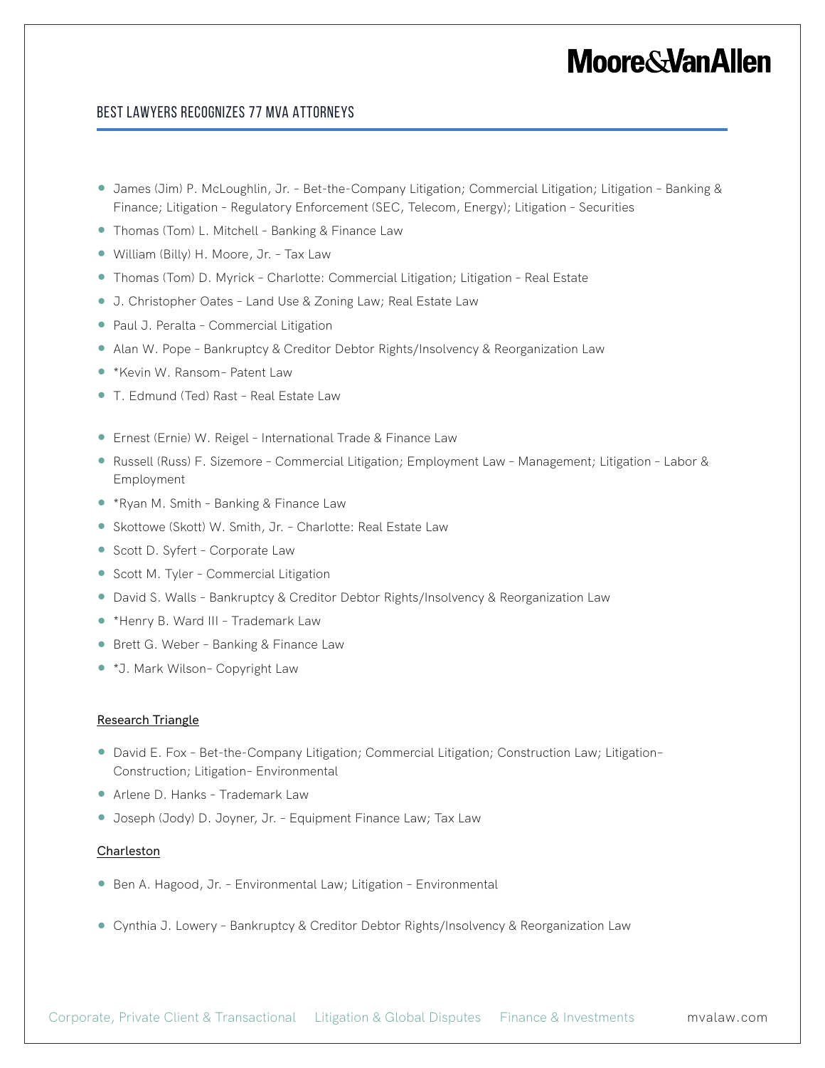- James (Jim) P. McLoughlin, Jr. – Bet-the-Company Litigation; Commercial Litigation; Litigation – Banking & Finance; Litigation – Regulatory Enforcement (SEC, Telecom, Energy); Litigation – Securities
- Thomas (Tom) L. Mitchell – Banking & Finance Law
- William (Billy) H. Moore, Jr. – Tax Law
- Thomas (Tom) D. Myrick – Charlotte: Commercial Litigation; Litigation – Real Estate
- J. Christopher Oates – Land Use & Zoning Law; Real Estate Law
- Paul J. Peralta – Commercial Litigation
- Alan W. Pope – Bankruptcy & Creditor Debtor Rights/Insolvency & Reorganization Law
- *Kevin W. Ransom– Patent Law
- T. Edmund (Ted) Rast – Real Estate Law
- Ernest (Ernie) W. Reigel – International Trade & Finance Law
- Russell (Russ) F. Sizemore – Commercial Litigation; Employment Law – Management; Litigation – Labor & Employment
- *Ryan M. Smith – Banking & Finance Law
- Skottowe (Skott) W. Smith, Jr. – Charlotte: Real Estate Law
- Scott D. Syfert – Corporate Law
- Scott M. Tyler – Commercial Litigation
- David S. Walls – Bankruptcy & Creditor Debtor Rights/Insolvency & Reorganization Law
- *Henry B. Ward III – Trademark Law
- Brett G. Weber – Banking & Finance Law
- *J. Mark Wilson– Copyright Law

<u>Research Triangle</u>

- David E. Fox – Bet-the-Company Litigation; Commercial Litigation; Construction Law; Litigation–Construction; Litigation– Environmental
- Arlene D. Hanks – Trademark Law
- Joseph (Jody) D. Joyner, Jr. – Equipment Finance Law; Tax Law

<u>Charleston</u>

- Ben A. Hagood, Jr. – Environmental Law; Litigation – Environmental
- Cynthia J. Lowery – Bankruptcy & Creditor Debtor Rights/Insolvency & Reorganization Law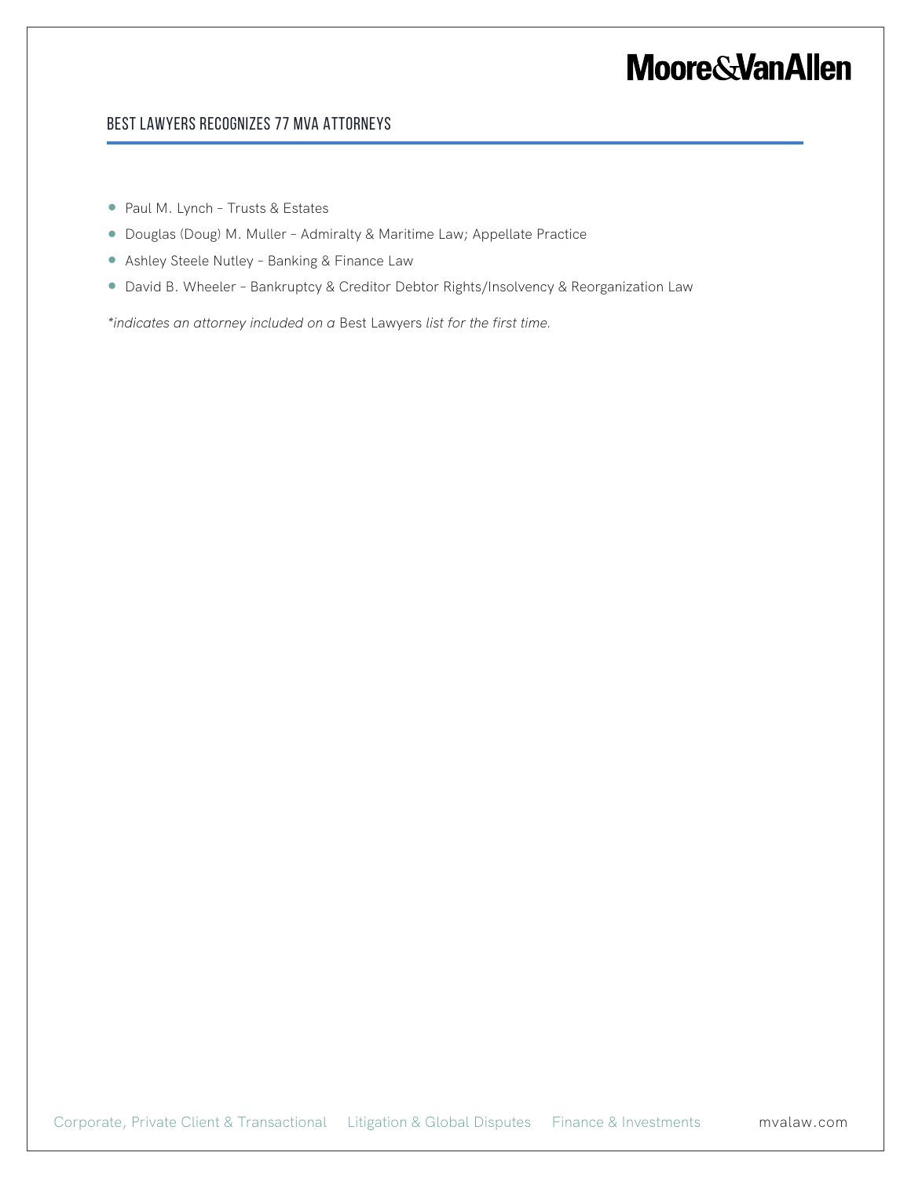- Paul M. Lynch – Trusts & Estates
- Douglas (Doug) M. Muller – Admiralty & Maritime Law; Appellate Practice
- Ashley Steele Nutley – Banking & Finance Law
- David B. Wheeler – Bankruptcy & Creditor Debtor Rights/Insolvency & Reorganization Law

*\*indicates an attorney included on a* Best Lawyers *list for the first time.*